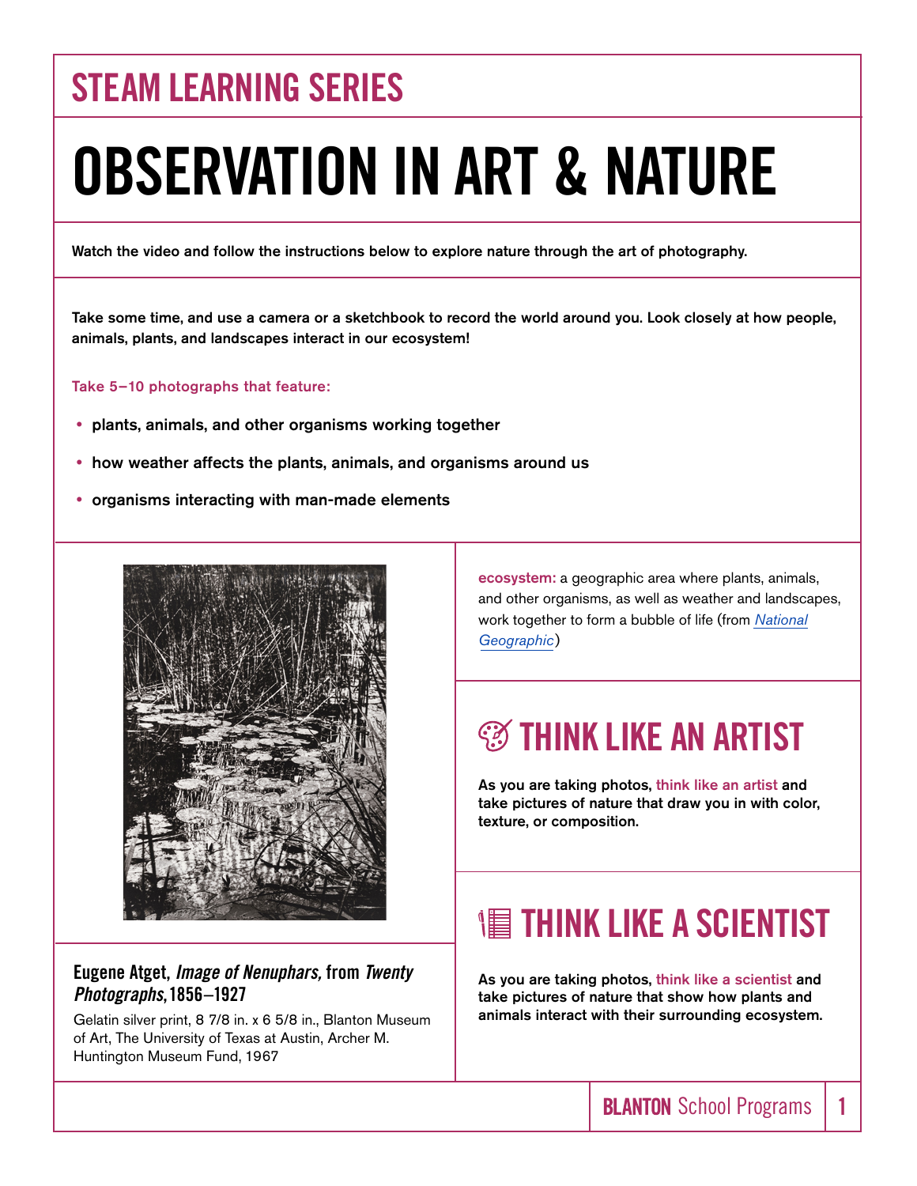## STEAM LEARNING SERIES

# OBSERVATION IN ART & NATURE

**Watch the video and follow the instructions below to explore nature through the art of photography.**

**Take some time, and use a camera or a sketchbook to record the world around you. Look closely at how people, animals, plants, and landscapes interact in our ecosystem!**

**Take 5–10 photographs that feature:**

- **plants, animals, and other organisms working together**
- **how weather affects the plants, animals, and organisms around us**
- **organisms interacting with man-made elements**

**Eugene Atget,** ***Image of Nenuphars,*** **from** ***Twenty Photographs,*** **1856–1927**

Gelatin silver print, 8 7/8 in. x 6 5/8 in., Blanton Museum of Art, The University of Texas at Austin, Archer M. Huntington Museum Fund, 1967

**ecosystem:** a geographic area where plants, animals, and other organisms, as well as weather and landscapes, work together to form a bubble of life (from *National Geographic*)

## THINK LIKE AN ARTIST

**As you are taking photos, think like an artist and take pictures of nature that draw you in with color, texture, or composition.**

## THINK LIKE A SCIENTIST

**As you are taking photos, think like a scientist and take pictures of nature that show how plants and animals interact with their surrounding ecosystem.**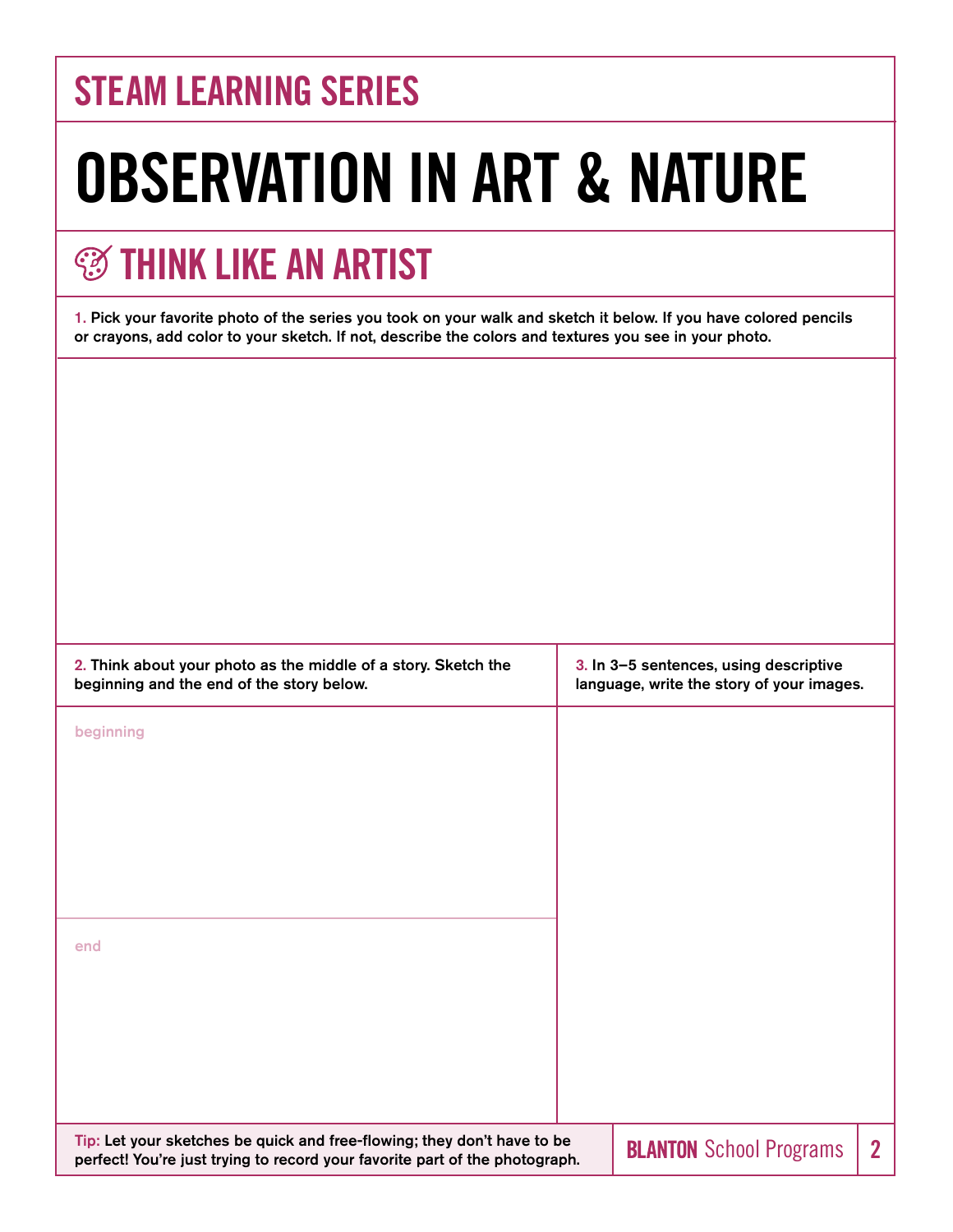## STEAM LEARNING SERIES

# OBSERVATION IN ART & NATURE

## THINK LIKE AN ARTIST

**1. Pick your favorite photo of the series you took on your walk and sketch it below. If you have colored pencils or crayons, add color to your sketch. If not, describe the colors and textures you see in your photo.**

**2. Think about your photo as the middle of a story. Sketch the beginning and the end of the story below.**

beginning

end

**3. In 3–5 sentences, using descriptive language, write the story of your images.**

**Tip:** Let your sketches be quick and free-flowing; they don't have to be perfect! You're just trying to record your favorite part of the photograph.

**BLANTON** School Programs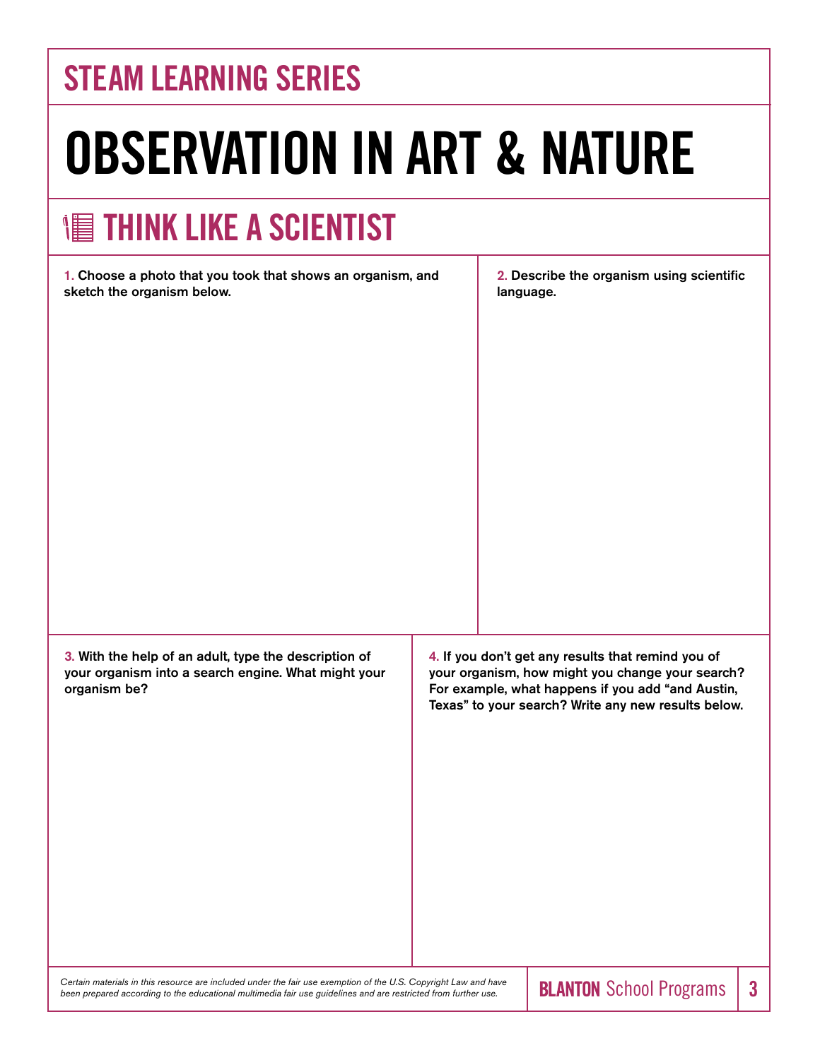## STEAM LEARNING SERIES

# OBSERVATION IN ART & NATURE

## THINK LIKE A SCIENTIST

**1. Choose a photo that you took that shows an organism, and sketch the organism below.**

**2. Describe the organism using scientific language.**

**3. With the help of an adult, type the description of your organism into a search engine. What might your organism be?**

**4. If you don't get any results that remind you of your organism, how might you change your search? For example, what happens if you add "and Austin, Texas" to your search? Write any new results below.**

*Certain materials in this resource are included under the fair use exemption of the U.S. Copyright Law and have been prepared according to the educational multimedia fair use guidelines and are restricted from further use.*

**BLANTON** School Programs